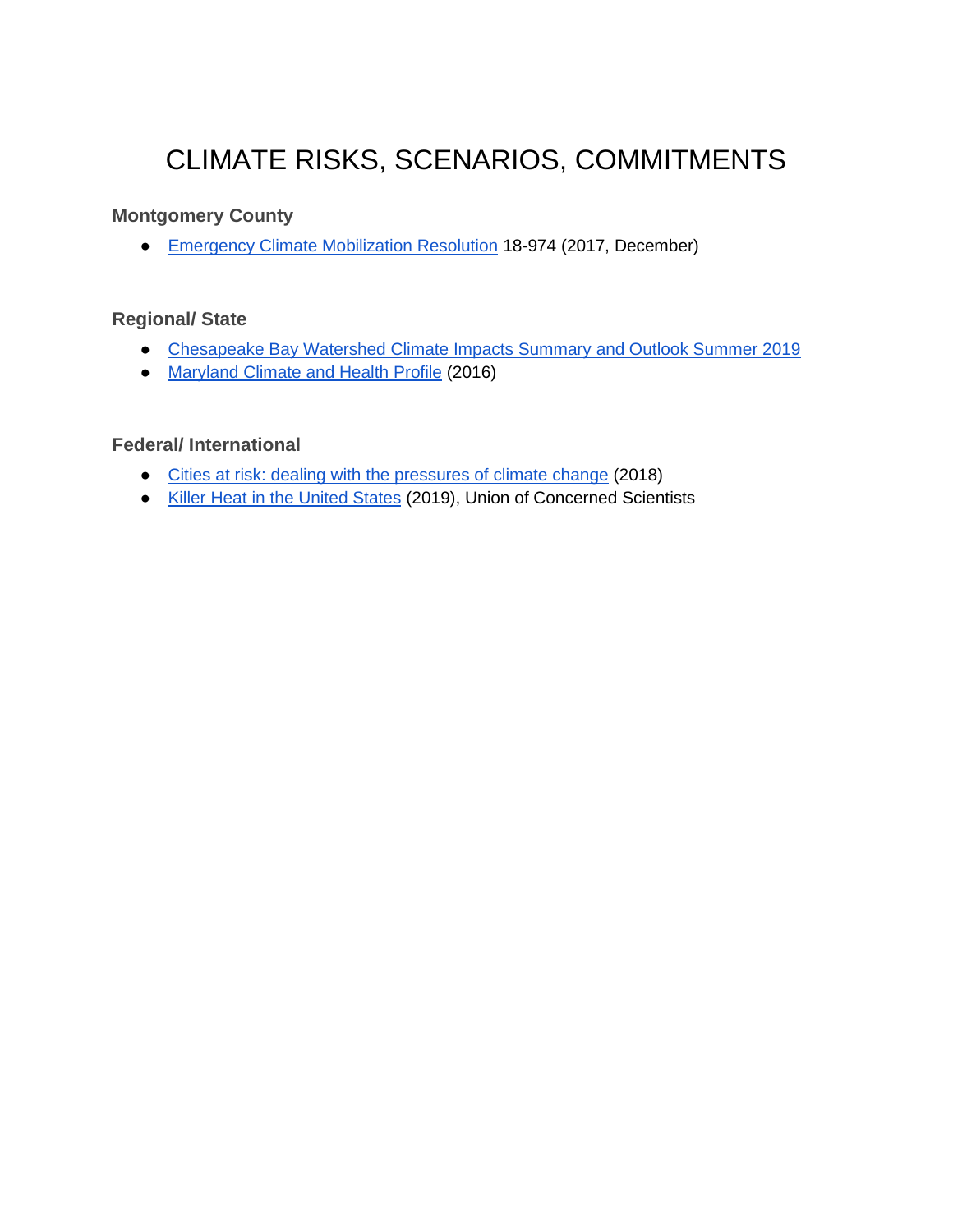# CLIMATE RISKS, SCENARIOS, COMMITMENTS

### Montgomery County

- Emergency Climate Mobilization Resolution 18-974 (2017, December)

### Regional/ State

- Chesapeake Bay Watershed Climate Impacts Summary and Outlook Summer 2019
- Maryland Climate and Health Profile (2016)

### Federal/ International

- Cities at risk: dealing with the pressures of climate change (2018)
- Killer Heat in the United States (2019), Union of Concerned Scientists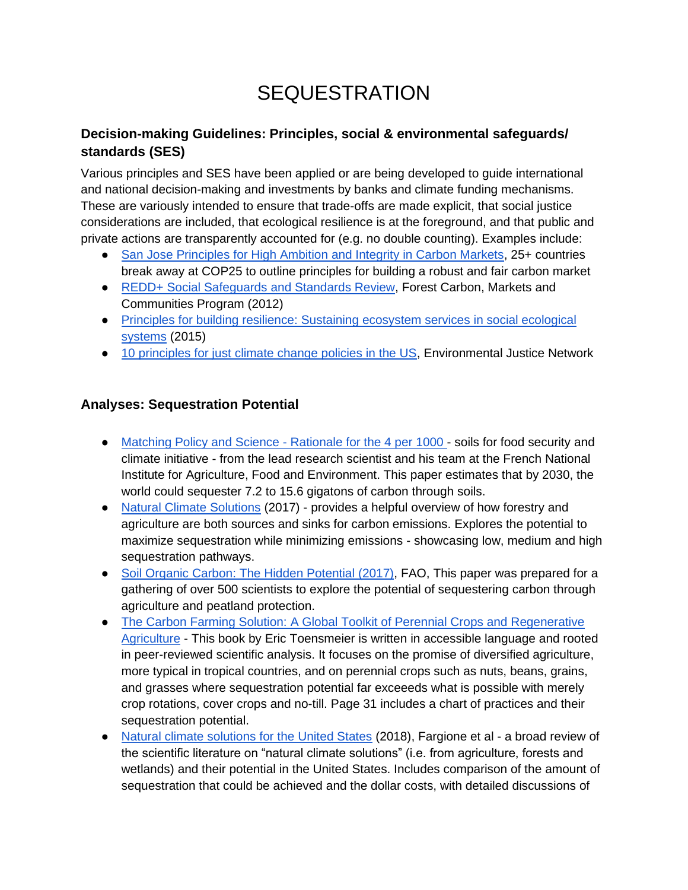# SEQUESTRATION

### Decision-making Guidelines: Principles, social & environmental safeguards/ standards (SES)

Various principles and SES have been applied or are being developed to guide international and national decision-making and investments by banks and climate funding mechanisms. These are variously intended to ensure that trade-offs are made explicit, that social justice considerations are included, that ecological resilience is at the foreground, and that public and private actions are transparently accounted for (e.g. no double counting). Examples include:

- San Jose Principles for High Ambition and Integrity in Carbon Markets, 25+ countries break away at COP25 to outline principles for building a robust and fair carbon market
- REDD+ Social Safeguards and Standards Review, Forest Carbon, Markets and Communities Program (2012)
- Principles for building resilience: Sustaining ecosystem services in social ecological systems (2015)
- 10 principles for just climate change policies in the US, Environmental Justice Network

### Analyses: Sequestration Potential

- Matching Policy and Science - Rationale for the 4 per 1000 - soils for food security and climate initiative - from the lead research scientist and his team at the French National Institute for Agriculture, Food and Environment. This paper estimates that by 2030, the world could sequester 7.2 to 15.6 gigatons of carbon through soils.
- Natural Climate Solutions (2017) - provides a helpful overview of how forestry and agriculture are both sources and sinks for carbon emissions. Explores the potential to maximize sequestration while minimizing emissions - showcasing low, medium and high sequestration pathways.
- Soil Organic Carbon: The Hidden Potential (2017), FAO, This paper was prepared for a gathering of over 500 scientists to explore the potential of sequestering carbon through agriculture and peatland protection.
- The Carbon Farming Solution: A Global Toolkit of Perennial Crops and Regenerative Agriculture - This book by Eric Toensmeier is written in accessible language and rooted in peer-reviewed scientific analysis. It focuses on the promise of diversified agriculture, more typical in tropical countries, and on perennial crops such as nuts, beans, grains, and grasses where sequestration potential far exceeeds what is possible with merely crop rotations, cover crops and no-till. Page 31 includes a chart of practices and their sequestration potential.
- Natural climate solutions for the United States (2018), Fargione et al - a broad review of the scientific literature on "natural climate solutions" (i.e. from agriculture, forests and wetlands) and their potential in the United States. Includes comparison of the amount of sequestration that could be achieved and the dollar costs, with detailed discussions of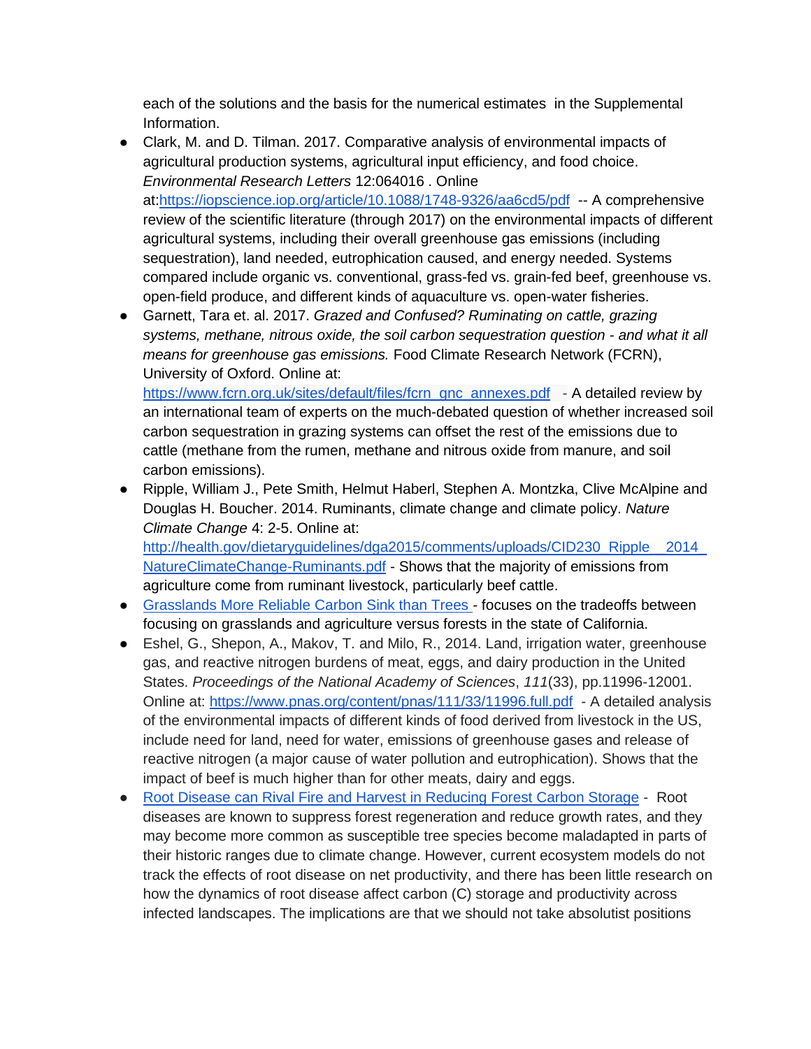each of the solutions and the basis for the numerical estimates in the Supplemental Information.

- Clark, M. and D. Tilman. 2017. Comparative analysis of environmental impacts of agricultural production systems, agricultural input efficiency, and food choice. *Environmental Research Letters* 12:064016 . Online at:[https://iopscience.iop.org/article/10.1088/1748-9326/aa6cd5/pdf](https://iopscience.iop.org/article/10.1088/1748-9326/aa6cd5/pdf) -- A comprehensive review of the scientific literature (through 2017) on the environmental impacts of different agricultural systems, including their overall greenhouse gas emissions (including sequestration), land needed, eutrophication caused, and energy needed. Systems compared include organic vs. conventional, grass-fed vs. grain-fed beef, greenhouse vs. open-field produce, and different kinds of aquaculture vs. open-water fisheries.
- Garnett, Tara et. al. 2017. *Grazed and Confused? Ruminating on cattle, grazing systems, methane, nitrous oxide, the soil carbon sequestration question - and what it all means for greenhouse gas emissions.* Food Climate Research Network (FCRN), University of Oxford. Online at: [https://www.fcrn.org.uk/sites/default/files/fcrn_gnc_annexes.pdf](https://www.fcrn.org.uk/sites/default/files/fcrn_gnc_annexes.pdf) - A detailed review by an international team of experts on the much-debated question of whether increased soil carbon sequestration in grazing systems can offset the rest of the emissions due to cattle (methane from the rumen, methane and nitrous oxide from manure, and soil carbon emissions).
- Ripple, William J., Pete Smith, Helmut Haberl, Stephen A. Montzka, Clive McAlpine and Douglas H. Boucher. 2014. Ruminants, climate change and climate policy. *Nature Climate Change* 4: 2-5. Online at: [http://health.gov/dietaryguidelines/dga2015/comments/uploads/CID230_Ripple__2014_NatureClimateChange-Ruminants.pdf](http://health.gov/dietaryguidelines/dga2015/comments/uploads/CID230_Ripple__2014_NatureClimateChange-Ruminants.pdf) - Shows that the majority of emissions from agriculture come from ruminant livestock, particularly beef cattle.
- Grasslands More Reliable Carbon Sink than Trees - focuses on the tradeoffs between focusing on grasslands and agriculture versus forests in the state of California.
- Eshel, G., Shepon, A., Makov, T. and Milo, R., 2014. Land, irrigation water, greenhouse gas, and reactive nitrogen burdens of meat, eggs, and dairy production in the United States. *Proceedings of the National Academy of Sciences*, *111*(33), pp.11996-12001. Online at: [https://www.pnas.org/content/pnas/111/33/11996.full.pdf](https://www.pnas.org/content/pnas/111/33/11996.full.pdf) - A detailed analysis of the environmental impacts of different kinds of food derived from livestock in the US, include need for land, need for water, emissions of greenhouse gases and release of reactive nitrogen (a major cause of water pollution and eutrophication). Shows that the impact of beef is much higher than for other meats, dairy and eggs.
- Root Disease can Rival Fire and Harvest in Reducing Forest Carbon Storage - Root diseases are known to suppress forest regeneration and reduce growth rates, and they may become more common as susceptible tree species become maladapted in parts of their historic ranges due to climate change. However, current ecosystem models do not track the effects of root disease on net productivity, and there has been little research on how the dynamics of root disease affect carbon (C) storage and productivity across infected landscapes. The implications are that we should not take absolutist positions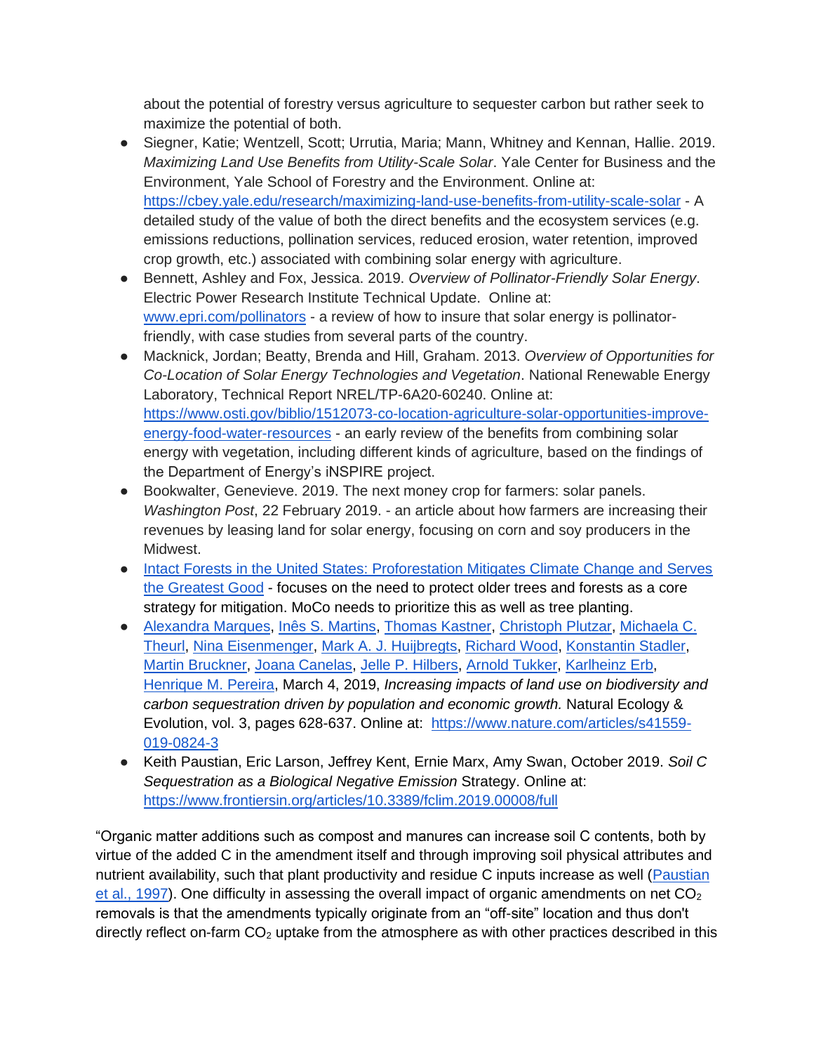about the potential of forestry versus agriculture to sequester carbon but rather seek to maximize the potential of both.

- Siegner, Katie; Wentzell, Scott; Urrutia, Maria; Mann, Whitney and Kennan, Hallie. 2019. *Maximizing Land Use Benefits from Utility-Scale Solar*. Yale Center for Business and the Environment, Yale School of Forestry and the Environment. Online at: [https://cbey.yale.edu/research/maximizing-land-use-benefits-from-utility-scale-solar](https://cbey.yale.edu/research/maximizing-land-use-benefits-from-utility-scale-solar) - A detailed study of the value of both the direct benefits and the ecosystem services (e.g. emissions reductions, pollination services, reduced erosion, water retention, improved crop growth, etc.) associated with combining solar energy with agriculture.
- Bennett, Ashley and Fox, Jessica. 2019. *Overview of Pollinator-Friendly Solar Energy*. Electric Power Research Institute Technical Update. Online at: [www.epri.com/pollinators](www.epri.com/pollinators) - a review of how to insure that solar energy is pollinator-friendly, with case studies from several parts of the country.
- Macknick, Jordan; Beatty, Brenda and Hill, Graham. 2013. *Overview of Opportunities for Co-Location of Solar Energy Technologies and Vegetation*. National Renewable Energy Laboratory, Technical Report NREL/TP-6A20-60240. Online at: [https://www.osti.gov/biblio/1512073-co-location-agriculture-solar-opportunities-improve-energy-food-water-resources](https://www.osti.gov/biblio/1512073-co-location-agriculture-solar-opportunities-improve-energy-food-water-resources) - an early review of the benefits from combining solar energy with vegetation, including different kinds of agriculture, based on the findings of the Department of Energy's iNSPIRE project.
- Bookwalter, Genevieve. 2019. The next money crop for farmers: solar panels. *Washington Post*, 22 February 2019. - an article about how farmers are increasing their revenues by leasing land for solar energy, focusing on corn and soy producers in the Midwest.
- Intact Forests in the United States: Proforestation Mitigates Climate Change and Serves the Greatest Good - focuses on the need to protect older trees and forests as a core strategy for mitigation. MoCo needs to prioritize this as well as tree planting.
- Alexandra Marques, Inês S. Martins, Thomas Kastner, Christoph Plutzar, Michaela C. Theurl, Nina Eisenmenger, Mark A. J. Huijbregts, Richard Wood, Konstantin Stadler, Martin Bruckner, Joana Canelas, Jelle P. Hilbers, Arnold Tukker, Karlheinz Erb, Henrique M. Pereira, March 4, 2019, *Increasing impacts of land use on biodiversity and carbon sequestration driven by population and economic growth.* Natural Ecology & Evolution, vol. 3, pages 628-637. Online at: [https://www.nature.com/articles/s41559-019-0824-3](https://www.nature.com/articles/s41559-019-0824-3)
- Keith Paustian, Eric Larson, Jeffrey Kent, Ernie Marx, Amy Swan, October 2019. *Soil C Sequestration as a Biological Negative Emission* Strategy. Online at: [https://www.frontiersin.org/articles/10.3389/fclim.2019.00008/full](https://www.frontiersin.org/articles/10.3389/fclim.2019.00008/full)

"Organic matter additions such as compost and manures can increase soil C contents, both by virtue of the added C in the amendment itself and through improving soil physical attributes and nutrient availability, such that plant productivity and residue C inputs increase as well (Paustian et al., 1997). One difficulty in assessing the overall impact of organic amendments on net $CO_2$ removals is that the amendments typically originate from an "off-site" location and thus don't directly reflect on-farm $CO_2$ uptake from the atmosphere as with other practices described in this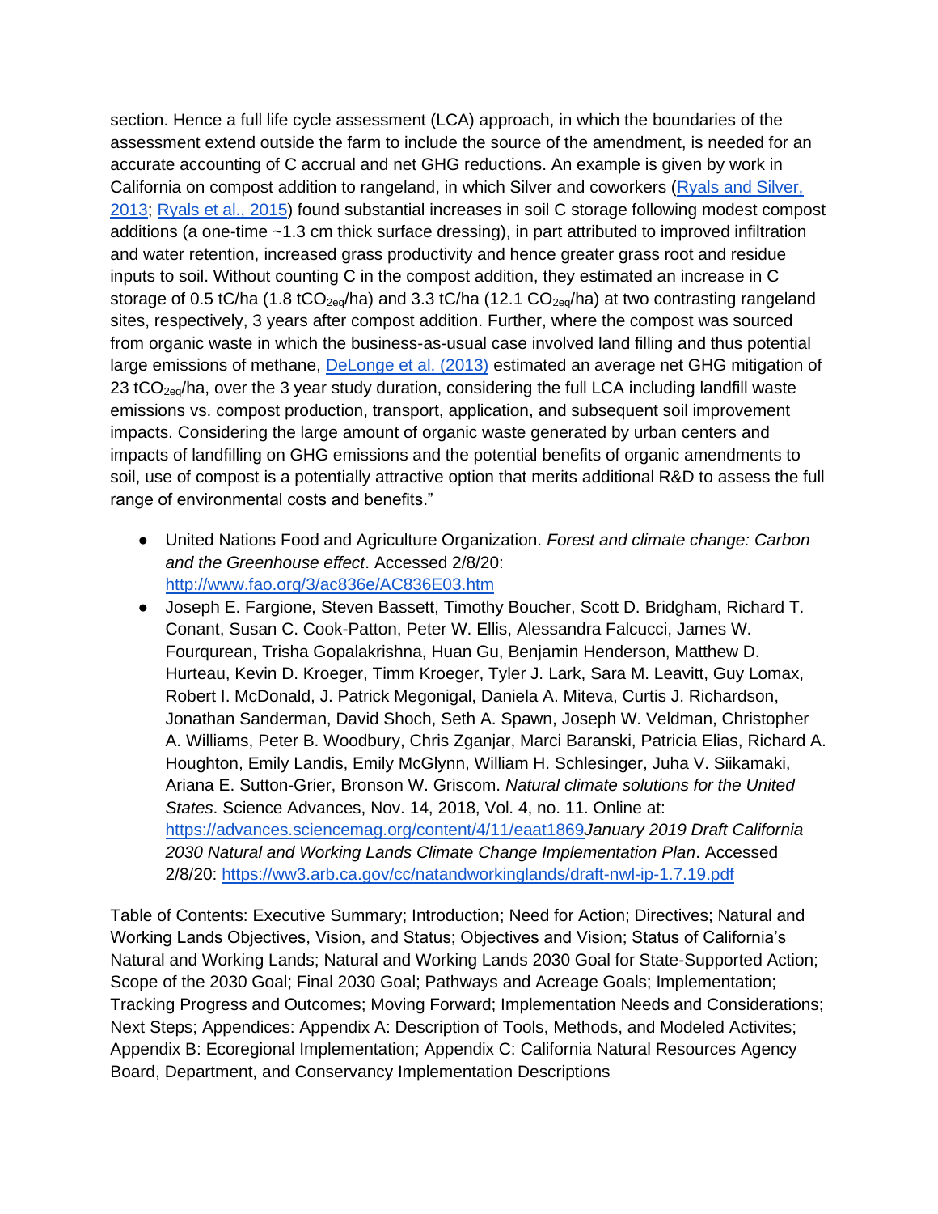section. Hence a full life cycle assessment (LCA) approach, in which the boundaries of the assessment extend outside the farm to include the source of the amendment, is needed for an accurate accounting of C accrual and net GHG reductions. An example is given by work in California on compost addition to rangeland, in which Silver and coworkers ([Ryals and Silver, 2013](); [Ryals et al., 2015]()) found substantial increases in soil C storage following modest compost additions (a one-time ~1.3 cm thick surface dressing), in part attributed to improved infiltration and water retention, increased grass productivity and hence greater grass root and residue inputs to soil. Without counting C in the compost addition, they estimated an increase in C storage of 0.5 tC/ha (1.8 $tCO_{2eq}$/ha) and 3.3 tC/ha (12.1 $CO_{2eq}$/ha) at two contrasting rangeland sites, respectively, 3 years after compost addition. Further, where the compost was sourced from organic waste in which the business-as-usual case involved land filling and thus potential large emissions of methane, [DeLonge et al. (2013)]() estimated an average net GHG mitigation of 23 $tCO_{2eq}$/ha, over the 3 year study duration, considering the full LCA including landfill waste emissions vs. compost production, transport, application, and subsequent soil improvement impacts. Considering the large amount of organic waste generated by urban centers and impacts of landfilling on GHG emissions and the potential benefits of organic amendments to soil, use of compost is a potentially attractive option that merits additional R&D to assess the full range of environmental costs and benefits."

- United Nations Food and Agriculture Organization. *Forest and climate change: Carbon and the Greenhouse effect*. Accessed 2/8/20: http://www.fao.org/3/ac836e/AC836E03.htm
- Joseph E. Fargione, Steven Bassett, Timothy Boucher, Scott D. Bridgham, Richard T. Conant, Susan C. Cook-Patton, Peter W. Ellis, Alessandra Falcucci, James W. Fourqurean, Trisha Gopalakrishna, Huan Gu, Benjamin Henderson, Matthew D. Hurteau, Kevin D. Kroeger, Timm Kroeger, Tyler J. Lark, Sara M. Leavitt, Guy Lomax, Robert I. McDonald, J. Patrick Megonigal, Daniela A. Miteva, Curtis J. Richardson, Jonathan Sanderman, David Shoch, Seth A. Spawn, Joseph W. Veldman, Christopher A. Williams, Peter B. Woodbury, Chris Zganjar, Marci Baranski, Patricia Elias, Richard A. Houghton, Emily Landis, Emily McGlynn, William H. Schlesinger, Juha V. Siikamaki, Ariana E. Sutton-Grier, Bronson W. Griscom. *Natural climate solutions for the United States*. Science Advances, Nov. 14, 2018, Vol. 4, no. 11. Online at: https://advances.sciencemag.org/content/4/11/eaat1869*January 2019 Draft California 2030 Natural and Working Lands Climate Change Implementation Plan*. Accessed 2/8/20: https://ww3.arb.ca.gov/cc/natandworkinglands/draft-nwl-ip-1.7.19.pdf

Table of Contents: Executive Summary; Introduction; Need for Action; Directives; Natural and Working Lands Objectives, Vision, and Status; Objectives and Vision; Status of California's Natural and Working Lands; Natural and Working Lands 2030 Goal for State-Supported Action; Scope of the 2030 Goal; Final 2030 Goal; Pathways and Acreage Goals; Implementation; Tracking Progress and Outcomes; Moving Forward; Implementation Needs and Considerations; Next Steps; Appendices: Appendix A: Description of Tools, Methods, and Modeled Activites; Appendix B: Ecoregional Implementation; Appendix C: California Natural Resources Agency Board, Department, and Conservancy Implementation Descriptions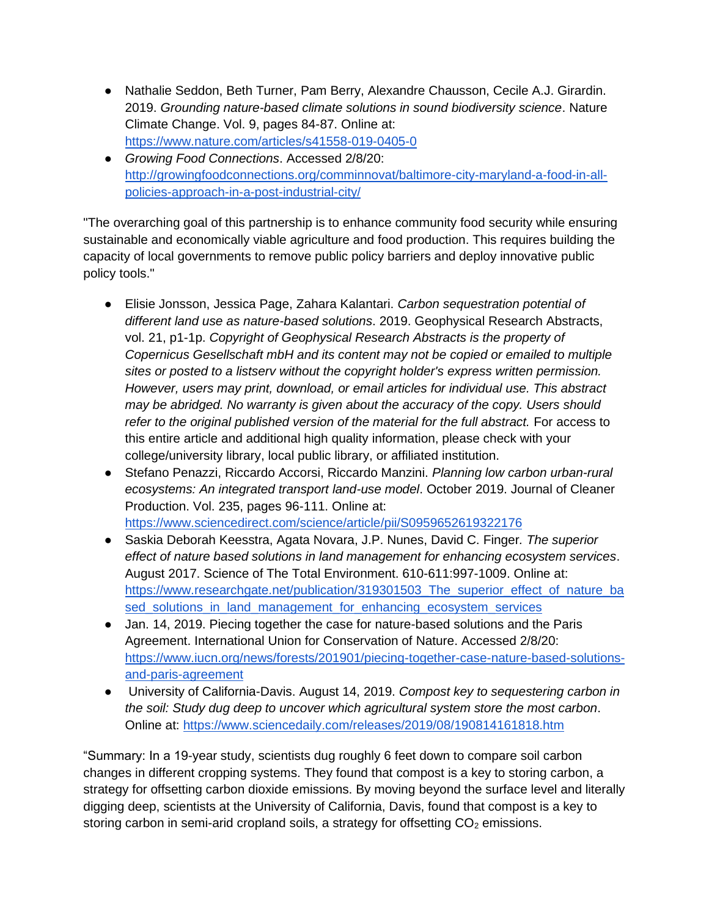- Nathalie Seddon, Beth Turner, Pam Berry, Alexandre Chausson, Cecile A.J. Girardin. 2019. *Grounding nature-based climate solutions in sound biodiversity science*. Nature Climate Change. Vol. 9, pages 84-87. Online at: https://www.nature.com/articles/s41558-019-0405-0
- *Growing Food Connections*. Accessed 2/8/20: http://growingfoodconnections.org/comminnovat/baltimore-city-maryland-a-food-in-all-policies-approach-in-a-post-industrial-city/

"The overarching goal of this partnership is to enhance community food security while ensuring sustainable and economically viable agriculture and food production. This requires building the capacity of local governments to remove public policy barriers and deploy innovative public policy tools."

- Elisie Jonsson, Jessica Page, Zahara Kalantari. *Carbon sequestration potential of different land use as nature-based solutions*. 2019. Geophysical Research Abstracts, vol. 21, p1-1p. *Copyright of Geophysical Research Abstracts is the property of Copernicus Gesellschaft mbH and its content may not be copied or emailed to multiple sites or posted to a listserv without the copyright holder's express written permission. However, users may print, download, or email articles for individual use. This abstract may be abridged. No warranty is given about the accuracy of the copy. Users should refer to the original published version of the material for the full abstract.* For access to this entire article and additional high quality information, please check with your college/university library, local public library, or affiliated institution.
- Stefano Penazzi, Riccardo Accorsi, Riccardo Manzini. *Planning low carbon urban-rural ecosystems: An integrated transport land-use model*. October 2019. Journal of Cleaner Production. Vol. 235, pages 96-111. Online at: https://www.sciencedirect.com/science/article/pii/S0959652619322176
- Saskia Deborah Keesstra, Agata Novara, J.P. Nunes, David C. Finger. *The superior effect of nature based solutions in land management for enhancing ecosystem services*. August 2017. Science of The Total Environment. 610-611:997-1009. Online at: https://www.researchgate.net/publication/319301503_The_superior_effect_of_nature_based_solutions_in_land_management_for_enhancing_ecosystem_services
- Jan. 14, 2019. Piecing together the case for nature-based solutions and the Paris Agreement. International Union for Conservation of Nature. Accessed 2/8/20: https://www.iucn.org/news/forests/201901/piecing-together-case-nature-based-solutions-and-paris-agreement
- University of California-Davis. August 14, 2019. *Compost key to sequestering carbon in the soil: Study dug deep to uncover which agricultural system store the most carbon*. Online at: https://www.sciencedaily.com/releases/2019/08/190814161818.htm

"Summary: In a 19-year study, scientists dug roughly 6 feet down to compare soil carbon changes in different cropping systems. They found that compost is a key to storing carbon, a strategy for offsetting carbon dioxide emissions. By moving beyond the surface level and literally digging deep, scientists at the University of California, Davis, found that compost is a key to storing carbon in semi-arid cropland soils, a strategy for offsetting $CO_2$ emissions.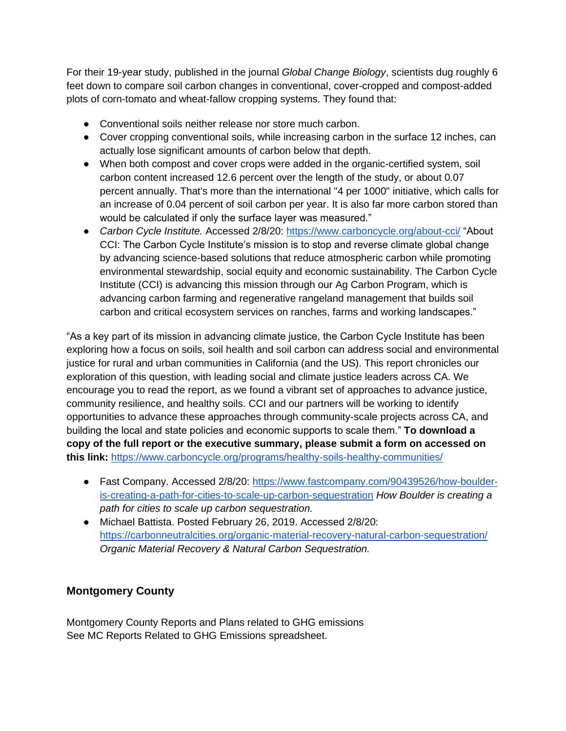For their 19-year study, published in the journal *Global Change Biology*, scientists dug roughly 6 feet down to compare soil carbon changes in conventional, cover-cropped and compost-added plots of corn-tomato and wheat-fallow cropping systems. They found that:

- Conventional soils neither release nor store much carbon.
- Cover cropping conventional soils, while increasing carbon in the surface 12 inches, can actually lose significant amounts of carbon below that depth.
- When both compost and cover crops were added in the organic-certified system, soil carbon content increased 12.6 percent over the length of the study, or about 0.07 percent annually. That's more than the international "4 per 1000" initiative, which calls for an increase of 0.04 percent of soil carbon per year. It is also far more carbon stored than would be calculated if only the surface layer was measured."
- *Carbon Cycle Institute.* Accessed 2/8/20: https://www.carboncycle.org/about-cci/ "About CCI: The Carbon Cycle Institute's mission is to stop and reverse climate global change by advancing science-based solutions that reduce atmospheric carbon while promoting environmental stewardship, social equity and economic sustainability. The Carbon Cycle Institute (CCI) is advancing this mission through our Ag Carbon Program, which is advancing carbon farming and regenerative rangeland management that builds soil carbon and critical ecosystem services on ranches, farms and working landscapes."

"As a key part of its mission in advancing climate justice, the Carbon Cycle Institute has been exploring how a focus on soils, soil health and soil carbon can address social and environmental justice for rural and urban communities in California (and the US). This report chronicles our exploration of this question, with leading social and climate justice leaders across CA. We encourage you to read the report, as we found a vibrant set of approaches to advance justice, community resilience, and healthy soils. CCI and our partners will be working to identify opportunities to advance these approaches through community-scale projects across CA, and building the local and state policies and economic supports to scale them." **To download a copy of the full report or the executive summary, please submit a form on accessed on this link:** https://www.carboncycle.org/programs/healthy-soils-healthy-communities/

- Fast Company. Accessed 2/8/20: https://www.fastcompany.com/90439526/how-boulder-is-creating-a-path-for-cities-to-scale-up-carbon-sequestration *How Boulder is creating a path for cities to scale up carbon sequestration.*
- Michael Battista. Posted February 26, 2019. Accessed 2/8/20: https://carbonneutralcities.org/organic-material-recovery-natural-carbon-sequestration/ *Organic Material Recovery & Natural Carbon Sequestration.*

## Montgomery County

Montgomery County Reports and Plans related to GHG emissions
See MC Reports Related to GHG Emissions spreadsheet.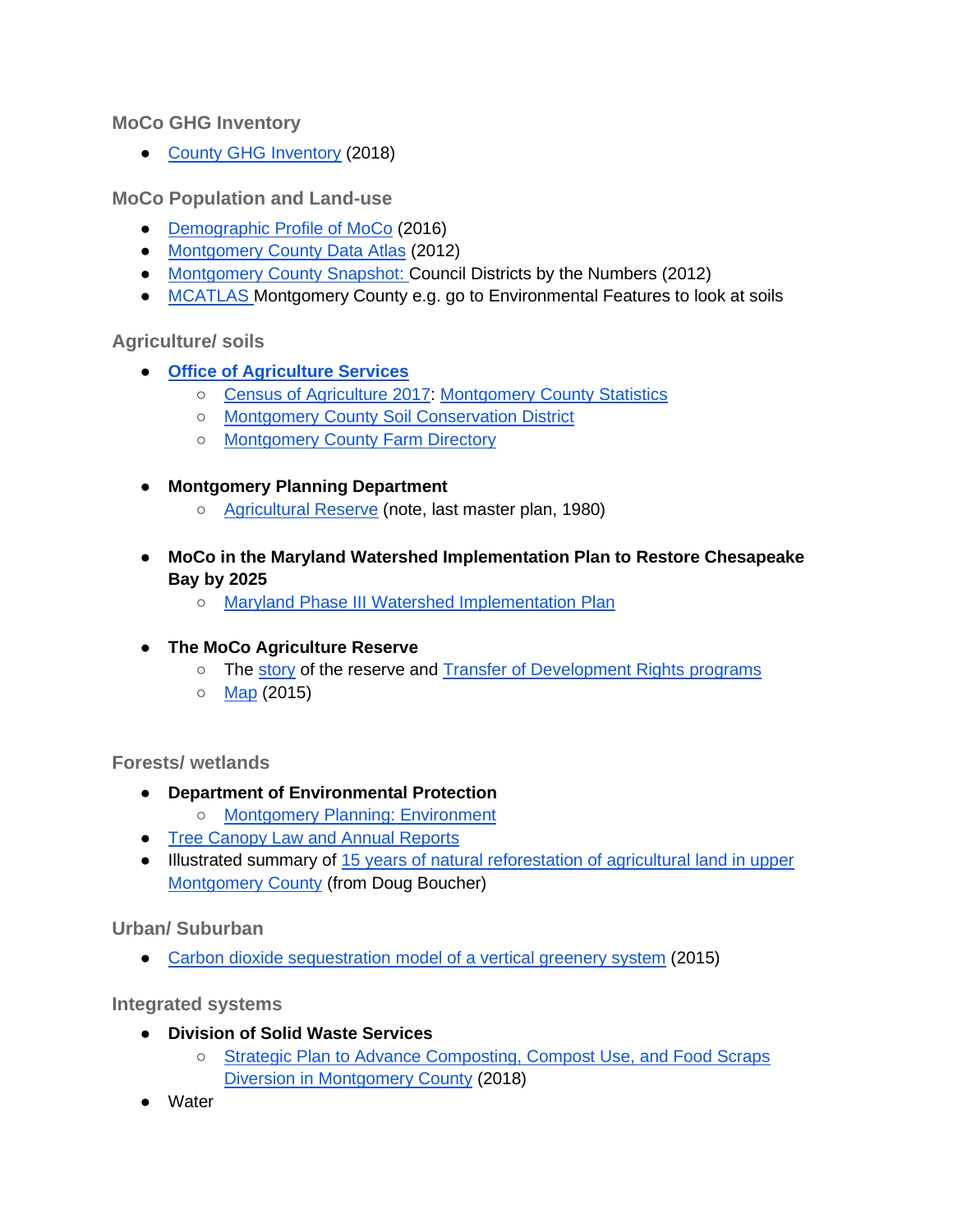### MoCo GHG Inventory

- County GHG Inventory (2018)

### MoCo Population and Land-use

- Demographic Profile of MoCo (2016)
- Montgomery County Data Atlas (2012)
- Montgomery County Snapshot: Council Districts by the Numbers (2012)
- MCATLAS Montgomery County e.g. go to Environmental Features to look at soils

### Agriculture/ soils

- **Office of Agriculture Services**
  - Census of Agriculture 2017: Montgomery County Statistics
  - Montgomery County Soil Conservation District
  - Montgomery County Farm Directory

- **Montgomery Planning Department**
  - Agricultural Reserve (note, last master plan, 1980)

- **MoCo in the Maryland Watershed Implementation Plan to Restore Chesapeake Bay by 2025**
  - Maryland Phase III Watershed Implementation Plan

- **The MoCo Agriculture Reserve**
  - The story of the reserve and Transfer of Development Rights programs
  - Map (2015)

### Forests/ wetlands

- **Department of Environmental Protection**
  - Montgomery Planning: Environment
- Tree Canopy Law and Annual Reports
- Illustrated summary of 15 years of natural reforestation of agricultural land in upper Montgomery County (from Doug Boucher)

### Urban/ Suburban

- Carbon dioxide sequestration model of a vertical greenery system (2015)

### Integrated systems

- **Division of Solid Waste Services**
  - Strategic Plan to Advance Composting, Compost Use, and Food Scraps Diversion in Montgomery County (2018)
- Water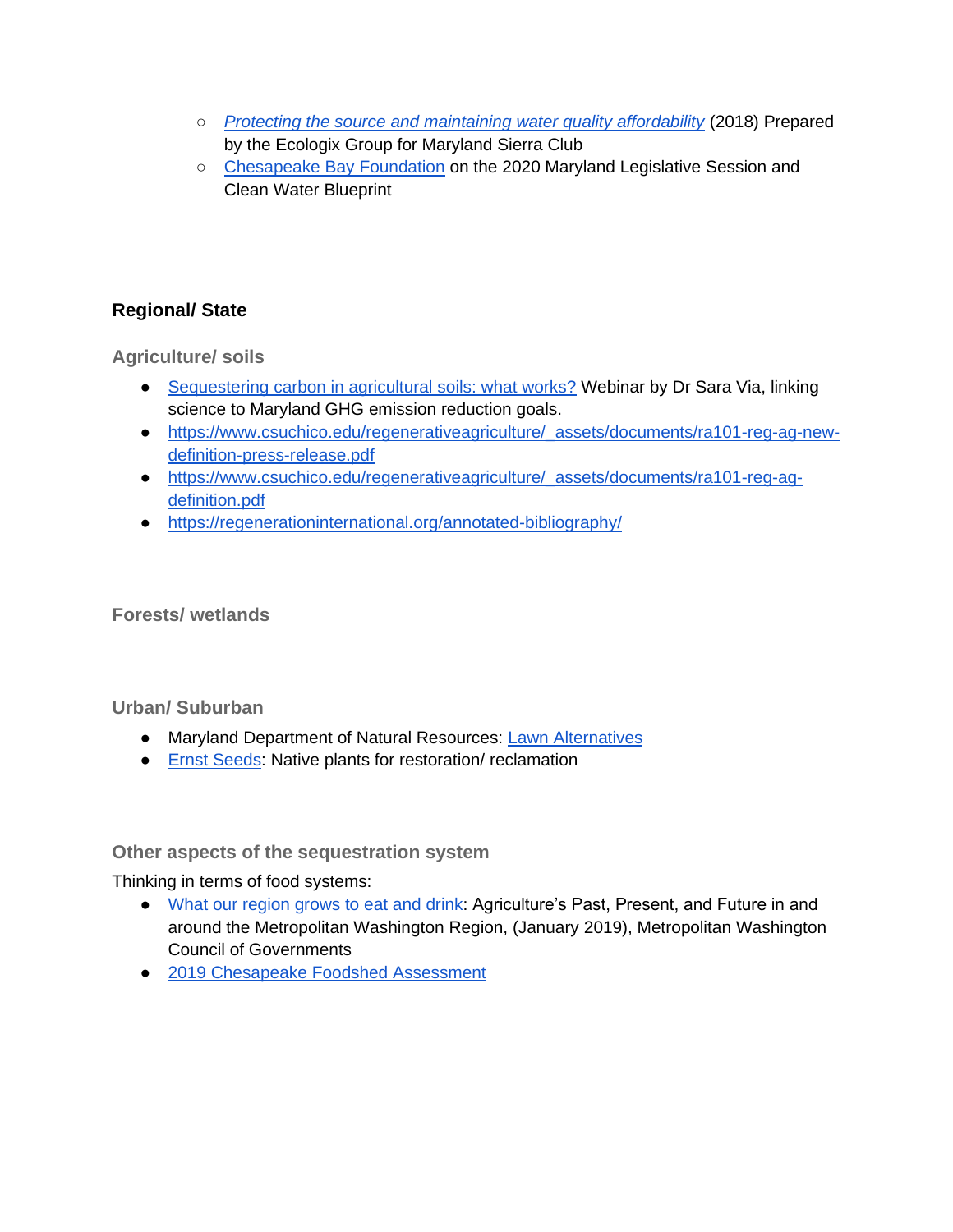- *Protecting the source and maintaining water quality affordability* (2018) Prepared by the Ecologix Group for Maryland Sierra Club
    - Chesapeake Bay Foundation on the 2020 Maryland Legislative Session and Clean Water Blueprint

## Regional/ State

### Agriculture/ soils

- Sequestering carbon in agricultural soils: what works? Webinar by Dr Sara Via, linking science to Maryland GHG emission reduction goals.
- https://www.csuchico.edu/regenerativeagriculture/_assets/documents/ra101-reg-ag-new-definition-press-release.pdf
- https://www.csuchico.edu/regenerativeagriculture/_assets/documents/ra101-reg-ag-definition.pdf
- https://regenerationinternational.org/annotated-bibliography/

### Forests/ wetlands

### Urban/ Suburban

- Maryland Department of Natural Resources: Lawn Alternatives
- Ernst Seeds: Native plants for restoration/ reclamation

### Other aspects of the sequestration system

Thinking in terms of food systems:

- What our region grows to eat and drink: Agriculture's Past, Present, and Future in and around the Metropolitan Washington Region, (January 2019), Metropolitan Washington Council of Governments
- 2019 Chesapeake Foodshed Assessment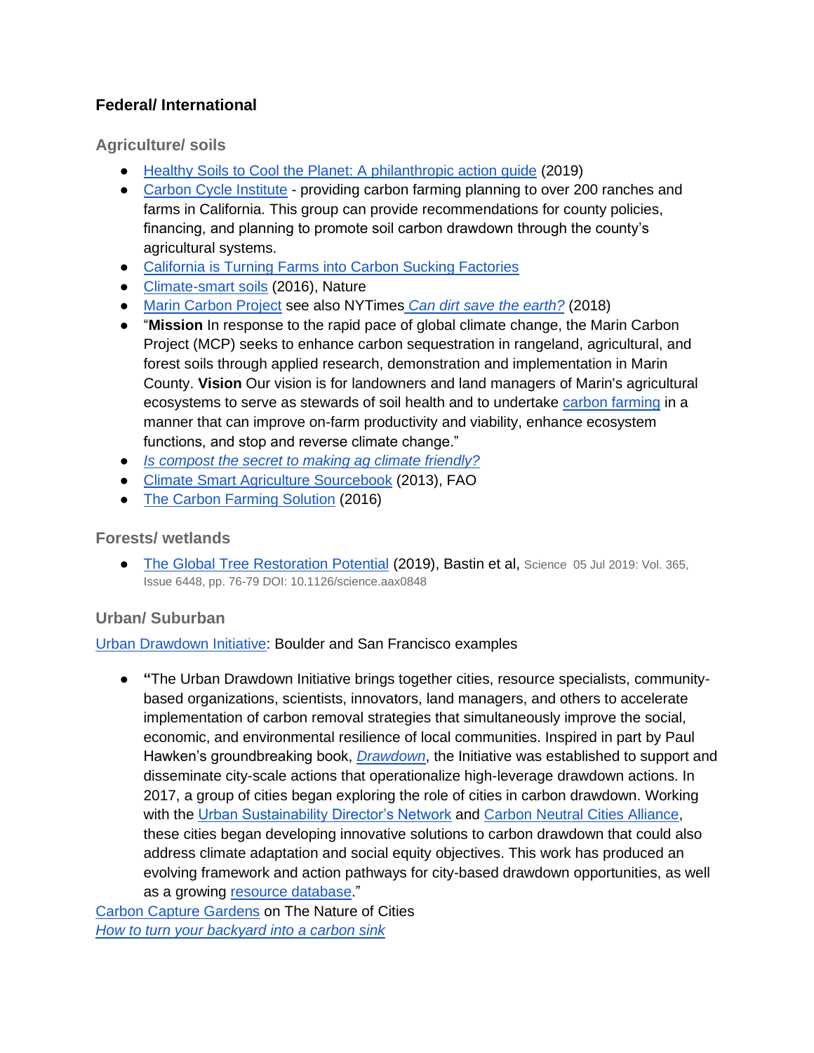## Federal/ International

### Agriculture/ soils

- Healthy Soils to Cool the Planet: A philanthropic action guide (2019)
- Carbon Cycle Institute - providing carbon farming planning to over 200 ranches and farms in California. This group can provide recommendations for county policies, financing, and planning to promote soil carbon drawdown through the county's agricultural systems.
- California is Turning Farms into Carbon Sucking Factories
- Climate-smart soils (2016), Nature
- Marin Carbon Project see also NYTimes *Can dirt save the earth?* (2018)
- "**Mission** In response to the rapid pace of global climate change, the Marin Carbon Project (MCP) seeks to enhance carbon sequestration in rangeland, agricultural, and forest soils through applied research, demonstration and implementation in Marin County. **Vision** Our vision is for landowners and land managers of Marin's agricultural ecosystems to serve as stewards of soil health and to undertake carbon farming in a manner that can improve on-farm productivity and viability, enhance ecosystem functions, and stop and reverse climate change."
- *Is compost the secret to making ag climate friendly?*
- Climate Smart Agriculture Sourcebook (2013), FAO
- The Carbon Farming Solution (2016)

### Forests/ wetlands

- The Global Tree Restoration Potential (2019), Bastin et al, Science 05 Jul 2019: Vol. 365, Issue 6448, pp. 76-79 DOI: 10.1126/science.aax0848

### Urban/ Suburban

Urban Drawdown Initiative: Boulder and San Francisco examples

- **"**The Urban Drawdown Initiative brings together cities, resource specialists, community-based organizations, scientists, innovators, land managers, and others to accelerate implementation of carbon removal strategies that simultaneously improve the social, economic, and environmental resilience of local communities. Inspired in part by Paul Hawken's groundbreaking book, *Drawdown*, the Initiative was established to support and disseminate city-scale actions that operationalize high-leverage drawdown actions. In 2017, a group of cities began exploring the role of cities in carbon drawdown. Working with the Urban Sustainability Director's Network and Carbon Neutral Cities Alliance, these cities began developing innovative solutions to carbon drawdown that could also address climate adaptation and social equity objectives. This work has produced an evolving framework and action pathways for city-based drawdown opportunities, as well as a growing resource database."

Carbon Capture Gardens on The Nature of Cities
*How to turn your backyard into a carbon sink*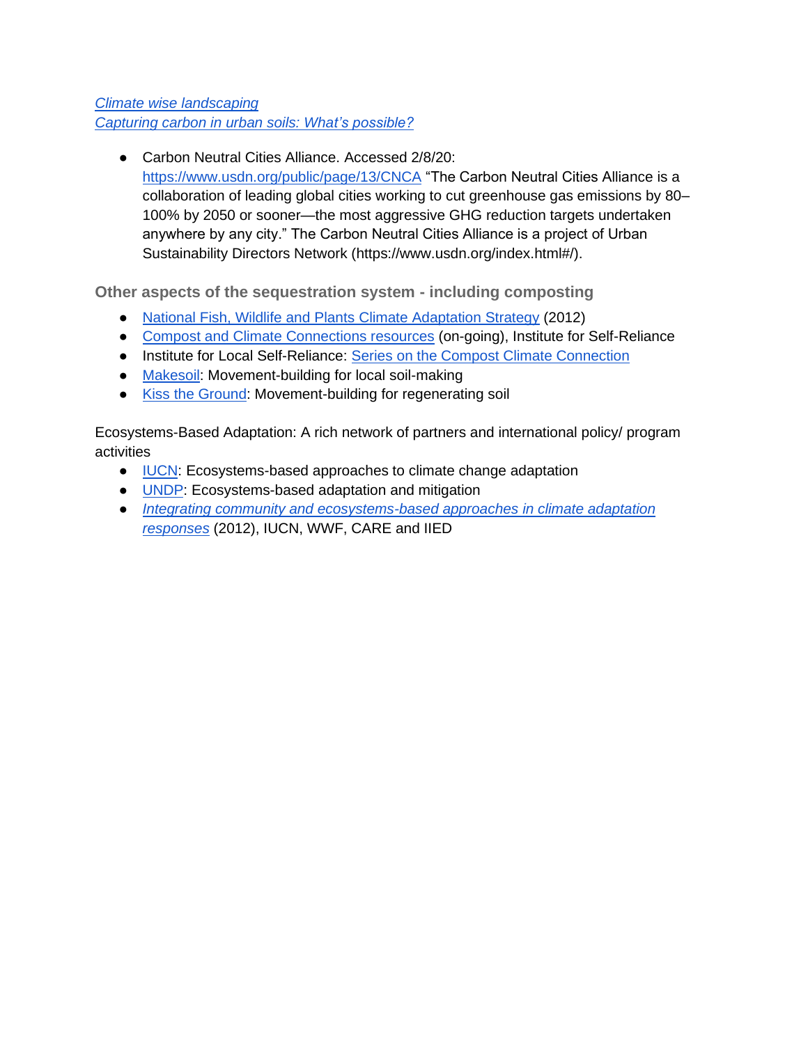*Climate wise landscaping*
*Capturing carbon in urban soils: What's possible?*

- Carbon Neutral Cities Alliance. Accessed 2/8/20: https://www.usdn.org/public/page/13/CNCA "The Carbon Neutral Cities Alliance is a collaboration of leading global cities working to cut greenhouse gas emissions by 80–100% by 2050 or sooner—the most aggressive GHG reduction targets undertaken anywhere by any city." The Carbon Neutral Cities Alliance is a project of Urban Sustainability Directors Network (https://www.usdn.org/index.html#/).

### Other aspects of the sequestration system - including composting

- National Fish, Wildlife and Plants Climate Adaptation Strategy (2012)
- Compost and Climate Connections resources (on-going), Institute for Self-Reliance
- Institute for Local Self-Reliance: Series on the Compost Climate Connection
- Makesoil: Movement-building for local soil-making
- Kiss the Ground: Movement-building for regenerating soil

Ecosystems-Based Adaptation: A rich network of partners and international policy/ program activities

- IUCN: Ecosystems-based approaches to climate change adaptation
- UNDP: Ecosystems-based adaptation and mitigation
- *Integrating community and ecosystems-based approaches in climate adaptation responses* (2012), IUCN, WWF, CARE and IIED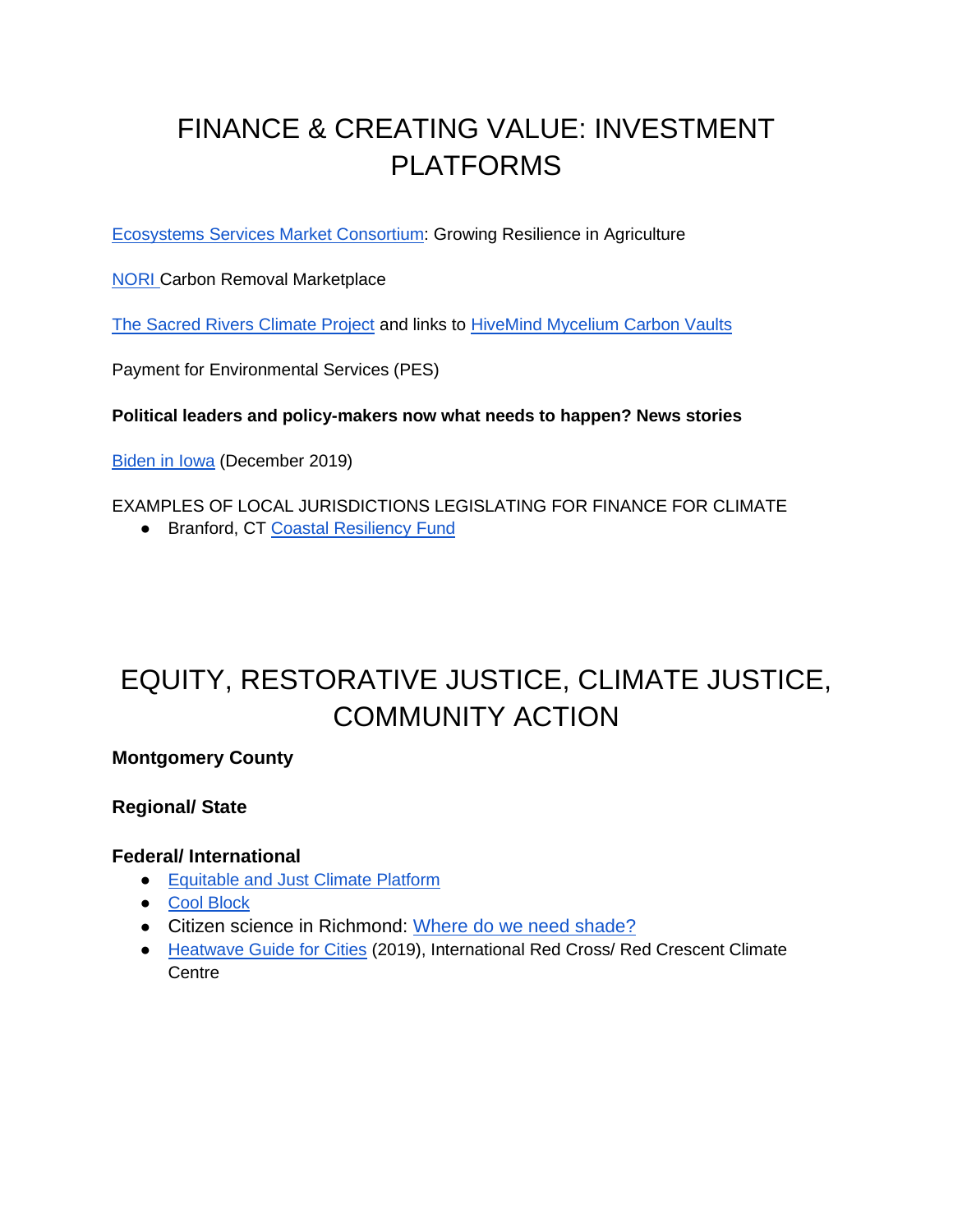# FINANCE & CREATING VALUE: INVESTMENT PLATFORMS

Ecosystems Services Market Consortium: Growing Resilience in Agriculture

NORI Carbon Removal Marketplace

The Sacred Rivers Climate Project and links to HiveMind Mycelium Carbon Vaults

Payment for Environmental Services (PES)

**Political leaders and policy-makers now what needs to happen? News stories**

Biden in Iowa (December 2019)

EXAMPLES OF LOCAL JURISDICTIONS LEGISLATING FOR FINANCE FOR CLIMATE

- Branford, CT Coastal Resiliency Fund

# EQUITY, RESTORATIVE JUSTICE, CLIMATE JUSTICE, COMMUNITY ACTION

### Montgomery County

### Regional/ State

### Federal/ International

- Equitable and Just Climate Platform
- Cool Block
- Citizen science in Richmond: Where do we need shade?
- Heatwave Guide for Cities (2019), International Red Cross/ Red Crescent Climate Centre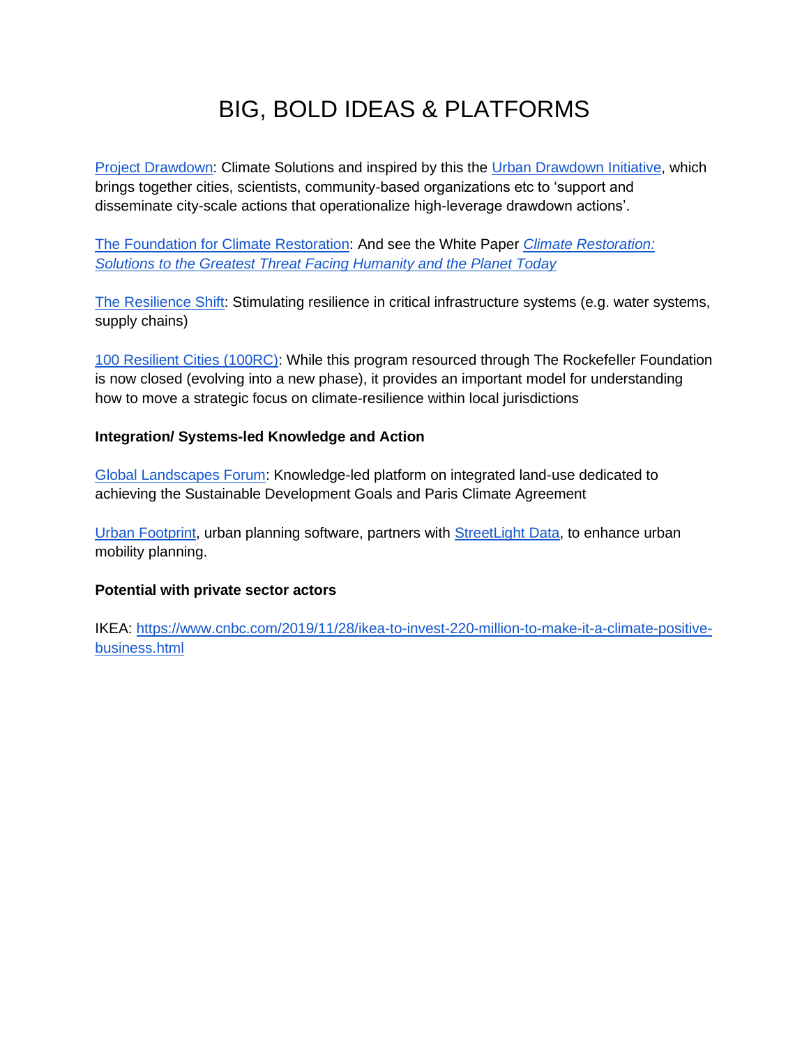# BIG, BOLD IDEAS & PLATFORMS

Project Drawdown: Climate Solutions and inspired by this the Urban Drawdown Initiative, which brings together cities, scientists, community-based organizations etc to 'support and disseminate city-scale actions that operationalize high-leverage drawdown actions'.

The Foundation for Climate Restoration: And see the White Paper *Climate Restoration: Solutions to the Greatest Threat Facing Humanity and the Planet Today*

The Resilience Shift: Stimulating resilience in critical infrastructure systems (e.g. water systems, supply chains)

100 Resilient Cities (100RC): While this program resourced through The Rockefeller Foundation is now closed (evolving into a new phase), it provides an important model for understanding how to move a strategic focus on climate-resilience within local jurisdictions

**Integration/ Systems-led Knowledge and Action**

Global Landscapes Forum: Knowledge-led platform on integrated land-use dedicated to achieving the Sustainable Development Goals and Paris Climate Agreement

Urban Footprint, urban planning software, partners with StreetLight Data, to enhance urban mobility planning.

**Potential with private sector actors**

IKEA: https://www.cnbc.com/2019/11/28/ikea-to-invest-220-million-to-make-it-a-climate-positive-business.html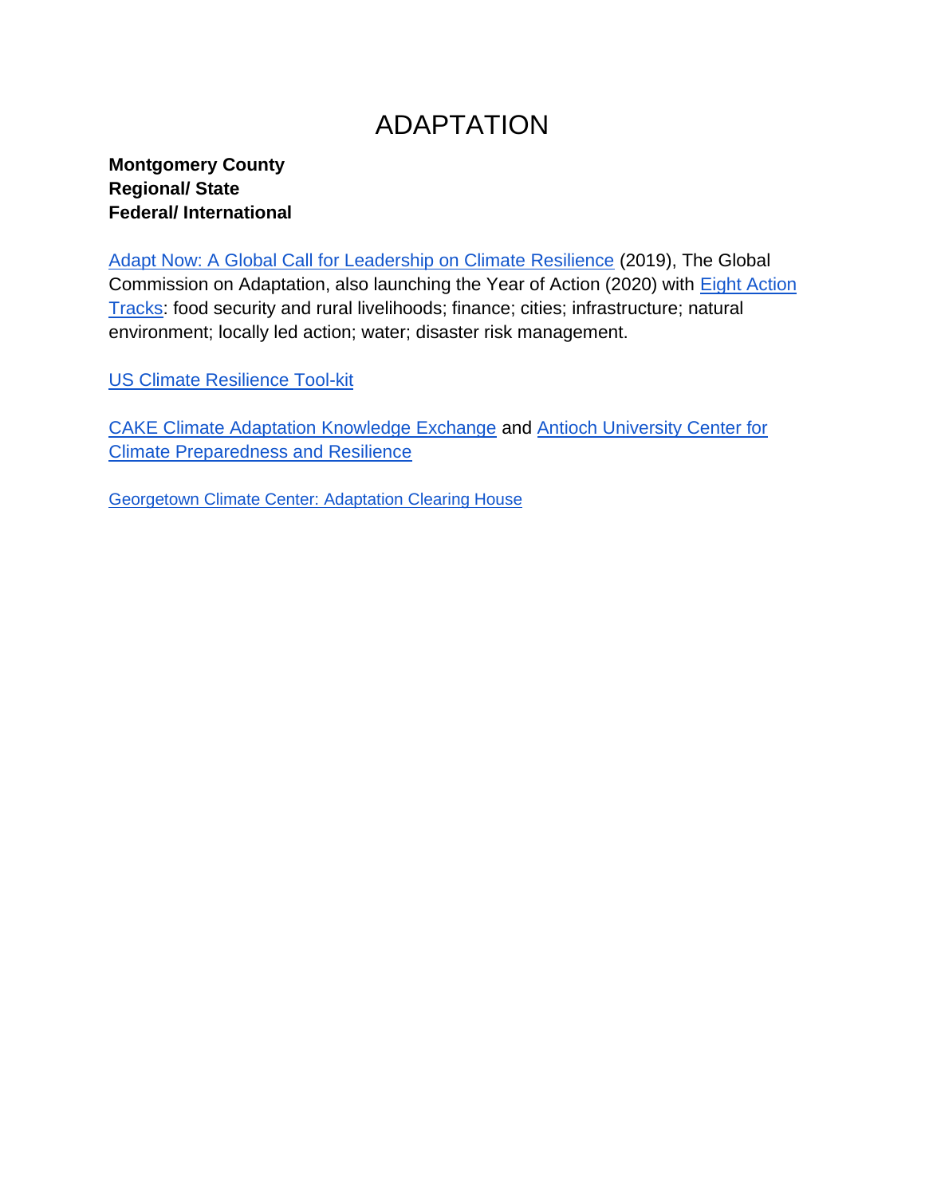# ADAPTATION

**Montgomery County**
**Regional/ State**
**Federal/ International**

Adapt Now: A Global Call for Leadership on Climate Resilience (2019), The Global Commission on Adaptation, also launching the Year of Action (2020) with Eight Action Tracks: food security and rural livelihoods; finance; cities; infrastructure; natural environment; locally led action; water; disaster risk management.

US Climate Resilience Tool-kit

CAKE Climate Adaptation Knowledge Exchange and Antioch University Center for Climate Preparedness and Resilience

Georgetown Climate Center: Adaptation Clearing House